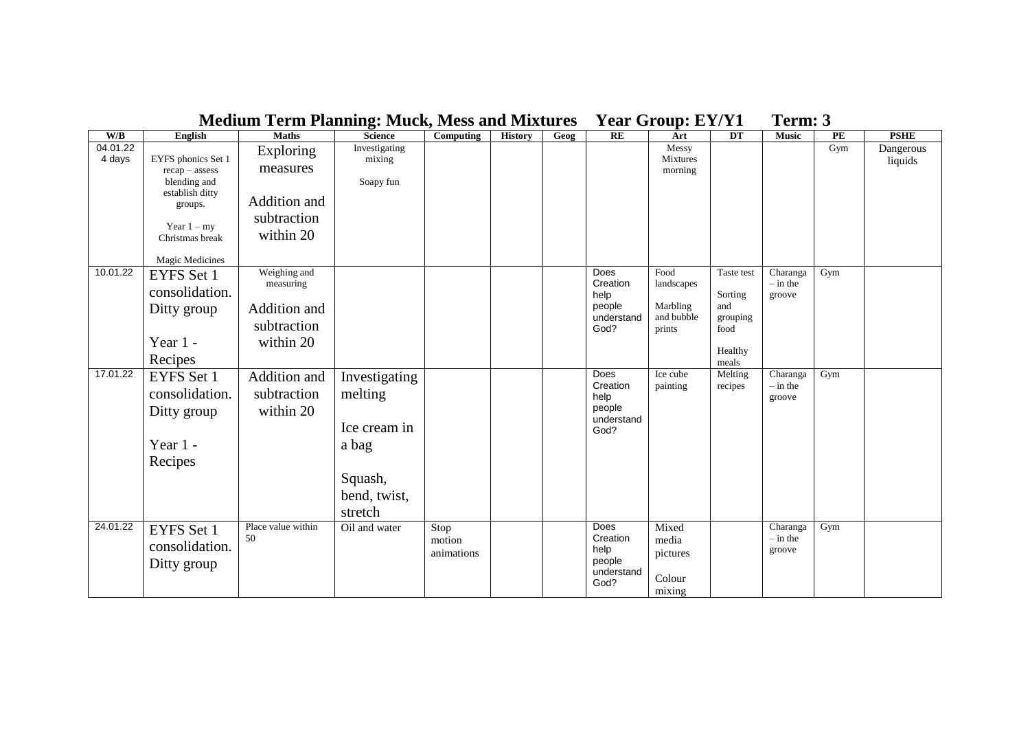# Medium Term Planning: Muck, Mess and Mixtures Year Group: EY/Y1 Term: 3

| W/B | English | Maths | Science | Computing | History | Geog | RE | Art | DT | Music | PE | PSHE |
|---|---|---|---|---|---|---|---|---|---|---|---|---|
| 04.01.22 4 days | EYFS phonics Set 1 recap – assess blending and establish ditty groups. Year 1 – my Christmas break Magic Medicines | Exploring measures Addition and subtraction within 20 | Investigating mixing Soapy fun | | | | | Messy Mixtures morning | | | Gym | Dangerous liquids |
| 10.01.22 | EYFS Set 1 consolidation. Ditty group Year 1 - Recipes | Weighing and measuring Addition and subtraction within 20 | | | | | Does Creation help people understand God? | Food landscapes Marbling and bubble prints | Taste test Sorting and grouping food Healthy meals | Charanga – in the groove | Gym | |
| 17.01.22 | EYFS Set 1 consolidation. Ditty group Year 1 - Recipes | Addition and subtraction within 20 | Investigating melting Ice cream in a bag Squash, bend, twist, stretch | | | | Does Creation help people understand God? | Ice cube painting | Melting recipes | Charanga – in the groove | Gym | |
| 24.01.22 | EYFS Set 1 consolidation. Ditty group | Place value within 50 | Oil and water | Stop motion animations | | | Does Creation help people understand God? | Mixed media pictures Colour mixing | | Charanga – in the groove | Gym | |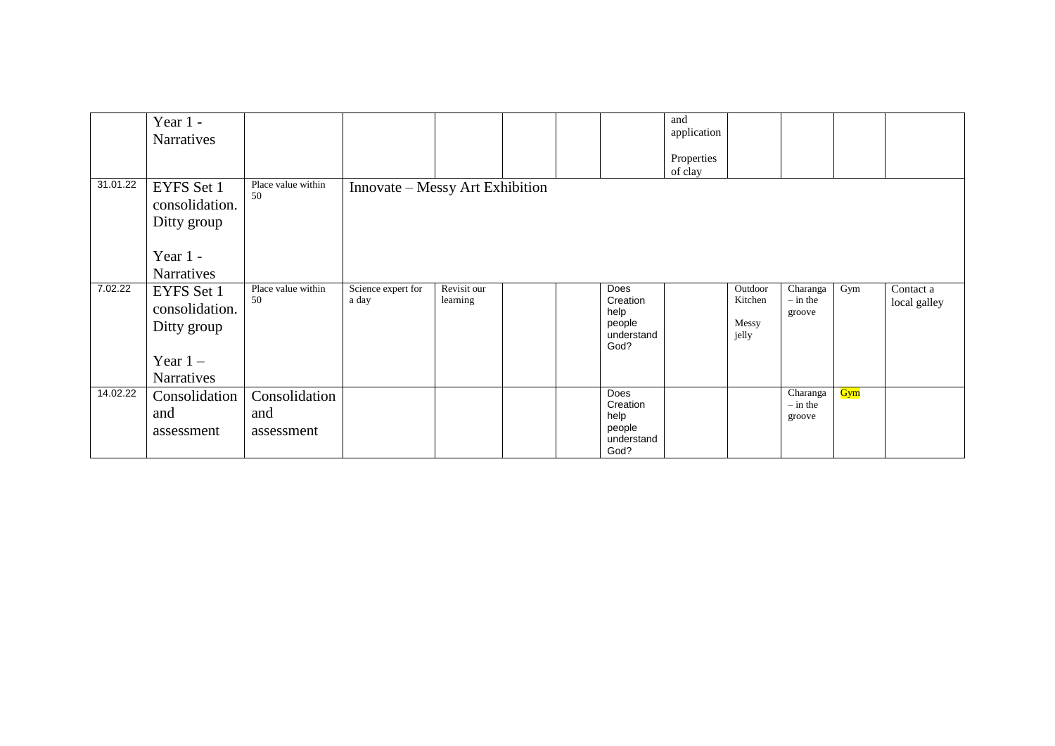| | | | | | | | | | | | | | |
|---|---|---|---|---|---|---|---|---|---|---|---|---|---|
| | Year 1 - Narratives | | | | | | | and application<br><br>Properties of clay | | | | | |
| 31.01.22 | EYFS Set 1 consolidation. Ditty group<br><br>Year 1 - Narratives | Place value within 50 | Innovate – Messy Art Exhibition | | | | | | | | | | |
| 7.02.22 | EYFS Set 1 consolidation. Ditty group<br><br>Year 1 – Narratives | Place value within 50 | Science expert for a day | Revisit our learning | | | Does Creation help people understand God? | | Outdoor Kitchen<br><br>Messy jelly | Charanga – in the groove | Gym | Contact a local galley |
| 14.02.22 | Consolidation and assessment | Consolidation and assessment | | | | | Does Creation help people understand God? | | | Charanga – in the groove | Gym | |